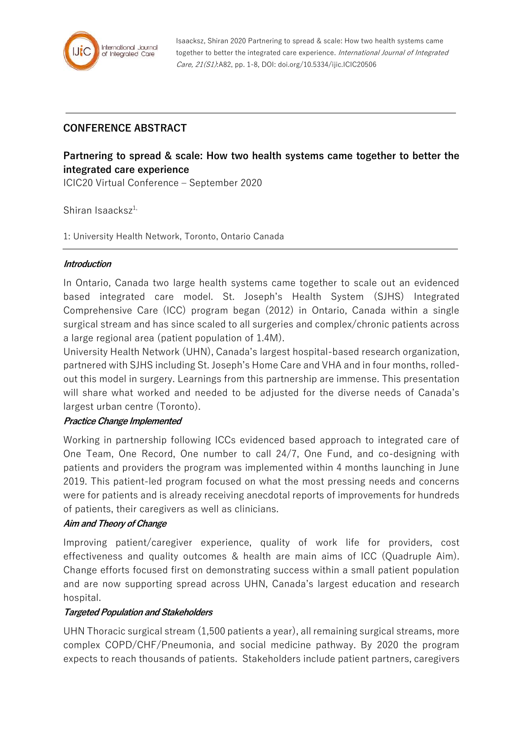Isaacksz, Shiran 2020 Partnering to spread & scale: How two health systems came together to better the integrated care experience. *International Journal of Integrated Care, 21(S1)*:A82, pp. 1-8, DOI: doi.org/10.5334/ijic.ICIC20506

## CONFERENCE ABSTRACT

# Partnering to spread & scale: How two health systems came together to better the integrated care experience

ICIC20 Virtual Conference – September 2020

Shiran Isaacksz[1,]

1: University Health Network, Toronto, Ontario Canada

### *Introduction*

In Ontario, Canada two large health systems came together to scale out an evidenced based integrated care model. St. Joseph's Health System (SJHS) Integrated Comprehensive Care (ICC) program began (2012) in Ontario, Canada within a single surgical stream and has since scaled to all surgeries and complex/chronic patients across a large regional area (patient population of 1.4M).

University Health Network (UHN), Canada's largest hospital-based research organization, partnered with SJHS including St. Joseph's Home Care and VHA and in four months, rolled-out this model in surgery. Learnings from this partnership are immense. This presentation will share what worked and needed to be adjusted for the diverse needs of Canada's largest urban centre (Toronto).

### *Practice Change Implemented*

Working in partnership following ICCs evidenced based approach to integrated care of One Team, One Record, One number to call 24/7, One Fund, and co-designing with patients and providers the program was implemented within 4 months launching in June 2019. This patient-led program focused on what the most pressing needs and concerns were for patients and is already receiving anecdotal reports of improvements for hundreds of patients, their caregivers as well as clinicians.

### *Aim and Theory of Change*

Improving patient/caregiver experience, quality of work life for providers, cost effectiveness and quality outcomes & health are main aims of ICC (Quadruple Aim). Change efforts focused first on demonstrating success within a small patient population and are now supporting spread across UHN, Canada's largest education and research hospital.

### *Targeted Population and Stakeholders*

UHN Thoracic surgical stream (1,500 patients a year), all remaining surgical streams, more complex COPD/CHF/Pneumonia, and social medicine pathway. By 2020 the program expects to reach thousands of patients. Stakeholders include patient partners, caregivers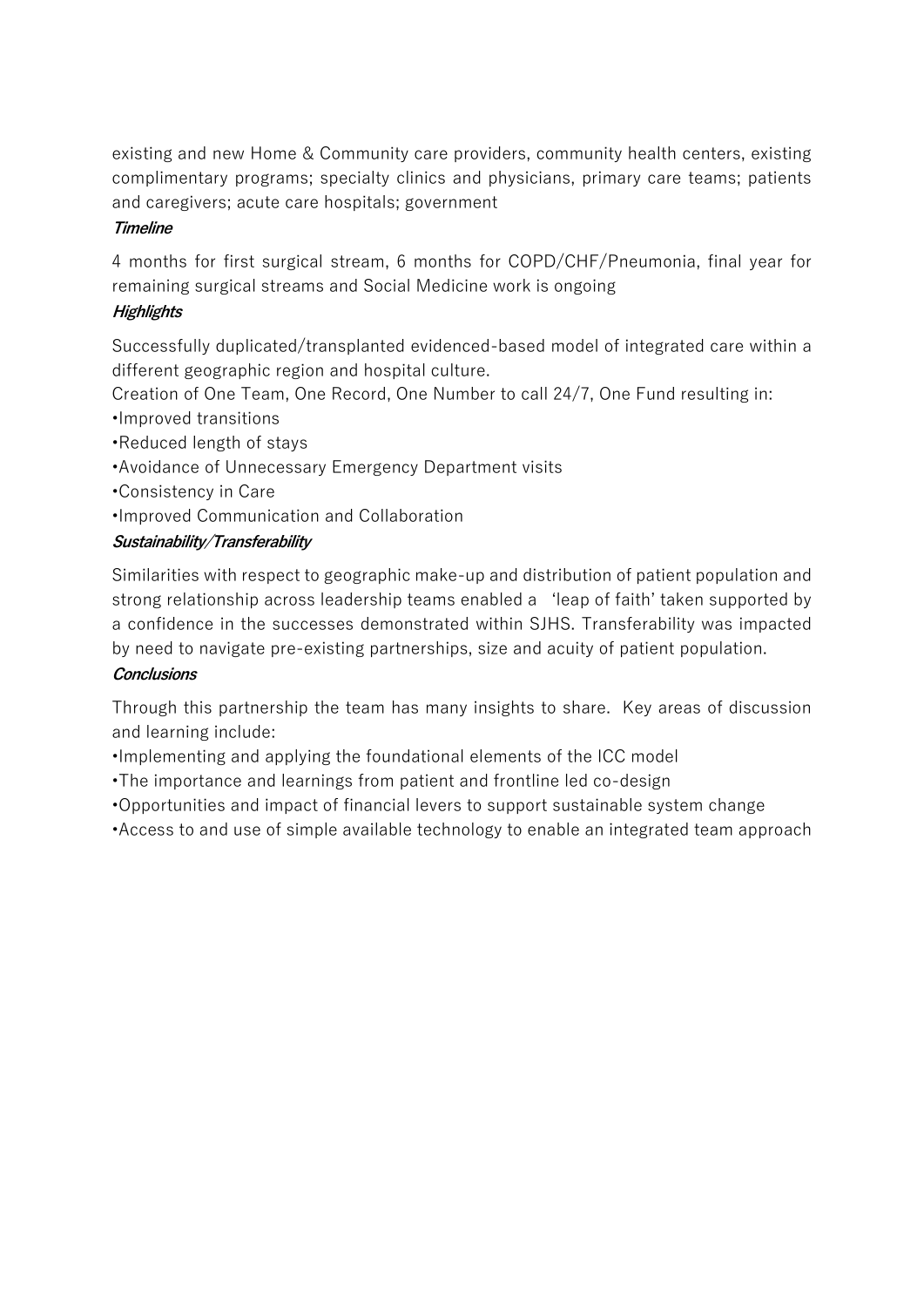existing and new Home & Community care providers, community health centers, existing complimentary programs; specialty clinics and physicians, primary care teams; patients and caregivers; acute care hospitals; government

***Timeline***

4 months for first surgical stream, 6 months for COPD/CHF/Pneumonia, final year for remaining surgical streams and Social Medicine work is ongoing

***Highlights***

Successfully duplicated/transplanted evidenced-based model of integrated care within a different geographic region and hospital culture.
Creation of One Team, One Record, One Number to call 24/7, One Fund resulting in:

- •Improved transitions
- •Reduced length of stays
- •Avoidance of Unnecessary Emergency Department visits
- •Consistency in Care
- •Improved Communication and Collaboration

***Sustainability/Transferability***

Similarities with respect to geographic make-up and distribution of patient population and strong relationship across leadership teams enabled a 'leap of faith' taken supported by a confidence in the successes demonstrated within SJHS. Transferability was impacted by need to navigate pre-existing partnerships, size and acuity of patient population.

***Conclusions***

Through this partnership the team has many insights to share. Key areas of discussion and learning include:

- •Implementing and applying the foundational elements of the ICC model
- •The importance and learnings from patient and frontline led co-design
- •Opportunities and impact of financial levers to support sustainable system change
- •Access to and use of simple available technology to enable an integrated team approach